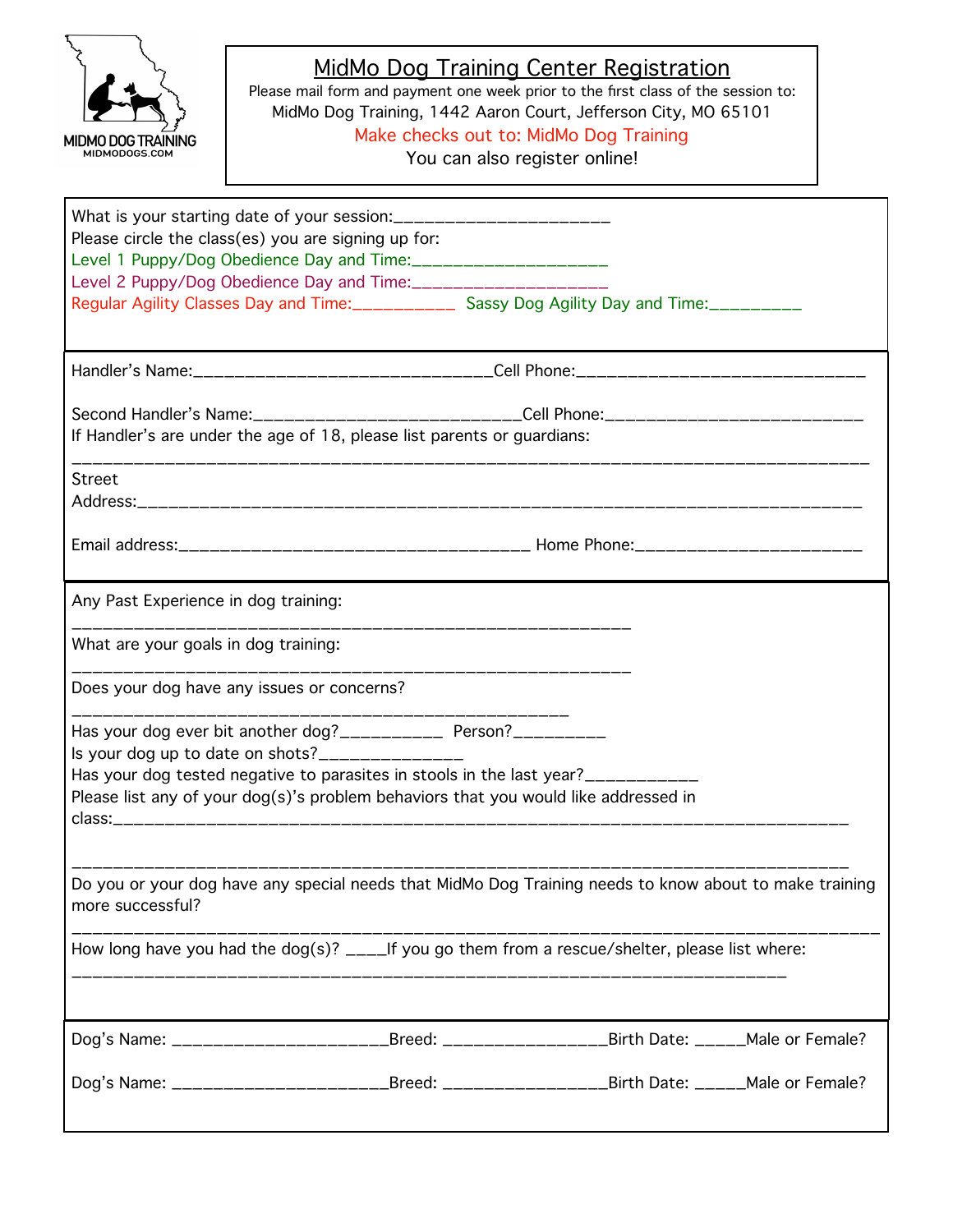MIDMO DOG TRAINING
MIDMODOGS.COM

# MidMo Dog Training Center Registration

Please mail form and payment one week prior to the first class of the session to:
MidMo Dog Training, 1442 Aaron Court, Jefferson City, MO 65101
Make checks out to: MidMo Dog Training
You can also register online!

What is your starting date of your session:______________________
Please circle the class(es) you are signing up for:
Level 1 Puppy/Dog Obedience Day and Time:____________________
Level 2 Puppy/Dog Obedience Day and Time:____________________
Regular Agility Classes Day and Time:___________ Sassy Dog Agility Day and Time:__________

Handler's Name:______________________________Cell Phone:_____________________________

Second Handler's Name:___________________________Cell Phone:__________________________
If Handler's are under the age of 18, please list parents or guardians:
_____________________________________________________________________________

Street Address:______________________________________________________________________

Email address:___________________________________ Home Phone:_______________________

Any Past Experience in dog training:
_______________________________________________________

What are your goals in dog training:
_______________________________________________________

Does your dog have any issues or concerns?
_______________________________________________

Has your dog ever bit another dog?__________ Person?_________
Is your dog up to date on shots?_______________
Has your dog tested negative to parasites in stools in the last year?___________
Please list any of your dog(s)'s problem behaviors that you would like addressed in class:______________________________________________________________________

_____________________________________________________________________________

Do you or your dog have any special needs that MidMo Dog Training needs to know about to make training more successful?
_____________________________________________________________________________

How long have you had the dog(s)? ____If you go them from a rescue/shelter, please list where:
_____________________________________________________________________________

Dog's Name: ______________________Breed: ________________Birth Date: _____Male or Female?

Dog's Name: ______________________Breed: ________________Birth Date: _____Male or Female?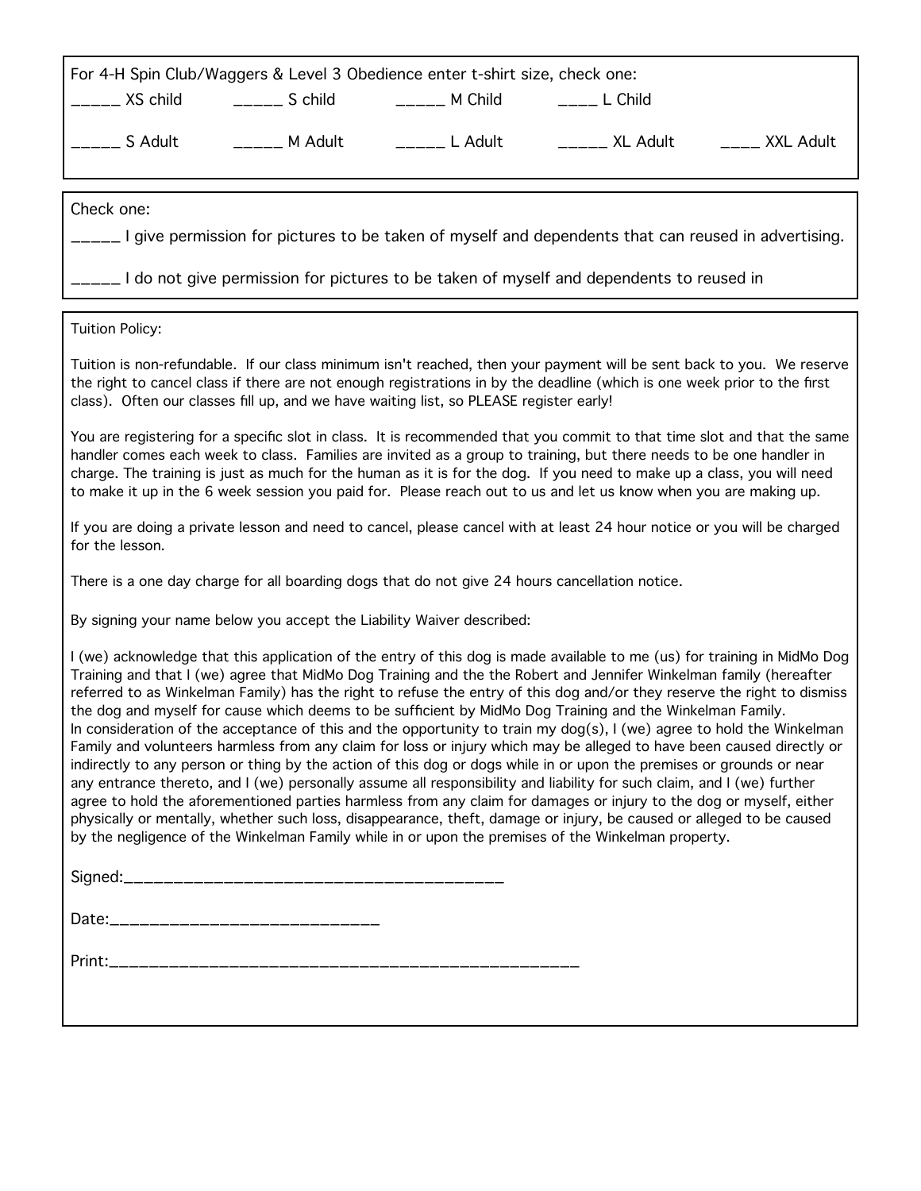For 4-H Spin Club/Waggers & Level 3 Obedience enter t-shirt size, check one:

_____ XS child     _____ S child     _____ M Child     ____ L Child

_____ S Adult     _____ M Adult     _____ L Adult     _____ XL Adult     ____ XXL Adult

Check one:

_____ I give permission for pictures to be taken of myself and dependents that can reused in advertising.

_____ I do not give permission for pictures to be taken of myself and dependents to reused in

Tuition Policy:

Tuition is non-refundable. If our class minimum isn't reached, then your payment will be sent back to you. We reserve the right to cancel class if there are not enough registrations in by the deadline (which is one week prior to the first class). Often our classes fill up, and we have waiting list, so PLEASE register early!

You are registering for a specific slot in class. It is recommended that you commit to that time slot and that the same handler comes each week to class. Families are invited as a group to training, but there needs to be one handler in charge. The training is just as much for the human as it is for the dog. If you need to make up a class, you will need to make it up in the 6 week session you paid for. Please reach out to us and let us know when you are making up.

If you are doing a private lesson and need to cancel, please cancel with at least 24 hour notice or you will be charged for the lesson.

There is a one day charge for all boarding dogs that do not give 24 hours cancellation notice.

By signing your name below you accept the Liability Waiver described:

I (we) acknowledge that this application of the entry of this dog is made available to me (us) for training in MidMo Dog Training and that I (we) agree that MidMo Dog Training and the the Robert and Jennifer Winkelman family (hereafter referred to as Winkelman Family) has the right to refuse the entry of this dog and/or they reserve the right to dismiss the dog and myself for cause which deems to be sufficient by MidMo Dog Training and the Winkelman Family.
In consideration of the acceptance of this and the opportunity to train my dog(s), I (we) agree to hold the Winkelman Family and volunteers harmless from any claim for loss or injury which may be alleged to have been caused directly or indirectly to any person or thing by the action of this dog or dogs while in or upon the premises or grounds or near any entrance thereto, and I (we) personally assume all responsibility and liability for such claim, and I (we) further agree to hold the aforementioned parties harmless from any claim for damages or injury to the dog or myself, either physically or mentally, whether such loss, disappearance, theft, damage or injury, be caused or alleged to be caused by the negligence of the Winkelman Family while in or upon the premises of the Winkelman property.

Signed:_________________________________________

Date:____________________________

Print:___________________________________________________